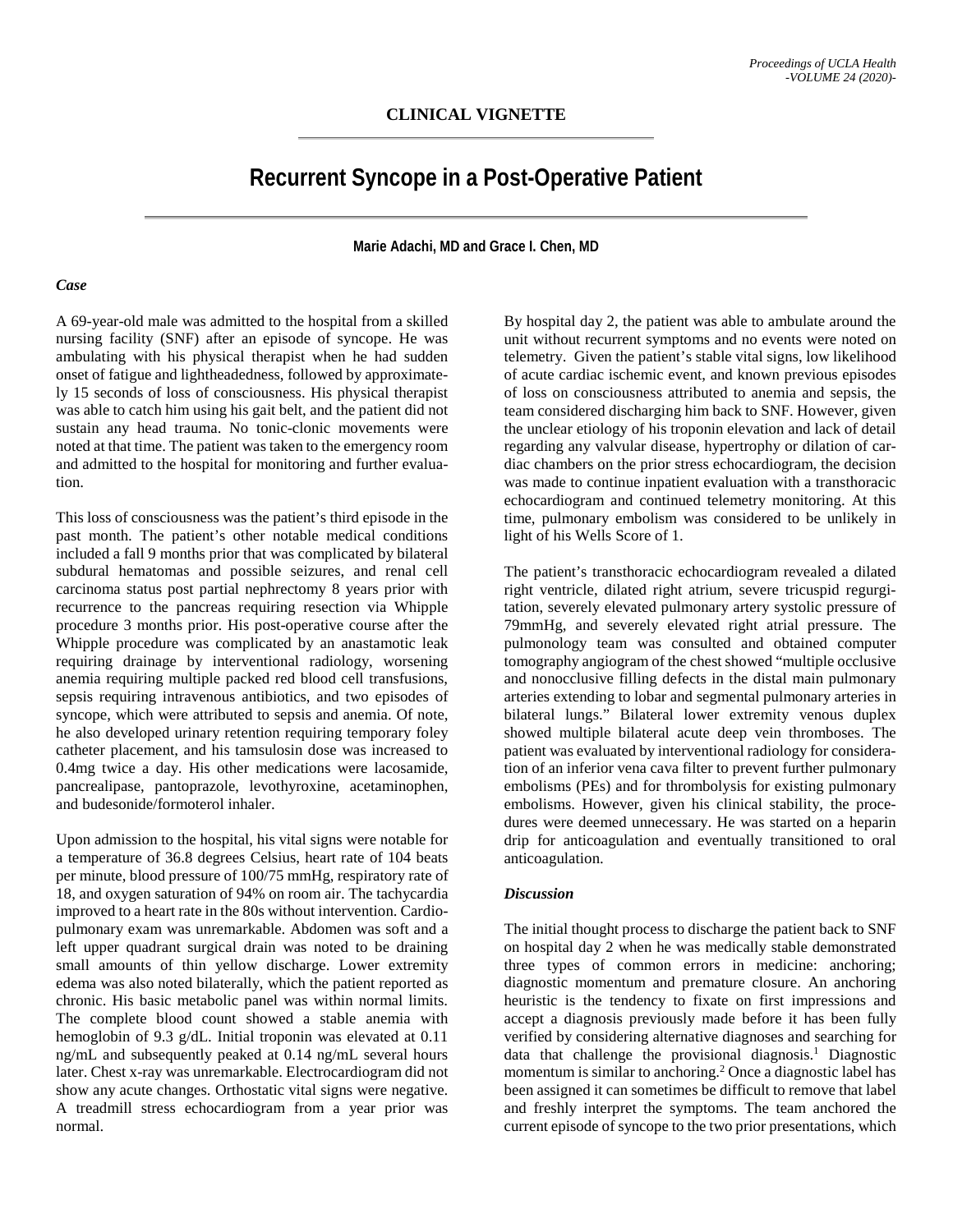**CLINICAL VIGNETTE**

# Recurrent Syncope in a Post-Operative Patient

**Marie Adachi, MD and Grace I. Chen, MD**

### *Case*

A 69-year-old male was admitted to the hospital from a skilled nursing facility (SNF) after an episode of syncope. He was ambulating with his physical therapist when he had sudden onset of fatigue and lightheadedness, followed by approximately 15 seconds of loss of consciousness. His physical therapist was able to catch him using his gait belt, and the patient did not sustain any head trauma. No tonic-clonic movements were noted at that time. The patient was taken to the emergency room and admitted to the hospital for monitoring and further evaluation.

This loss of consciousness was the patient's third episode in the past month. The patient's other notable medical conditions included a fall 9 months prior that was complicated by bilateral subdural hematomas and possible seizures, and renal cell carcinoma status post partial nephrectomy 8 years prior with recurrence to the pancreas requiring resection via Whipple procedure 3 months prior. His post-operative course after the Whipple procedure was complicated by an anastamotic leak requiring drainage by interventional radiology, worsening anemia requiring multiple packed red blood cell transfusions, sepsis requiring intravenous antibiotics, and two episodes of syncope, which were attributed to sepsis and anemia. Of note, he also developed urinary retention requiring temporary foley catheter placement, and his tamsulosin dose was increased to 0.4mg twice a day. His other medications were lacosamide, pancrealipase, pantoprazole, levothyroxine, acetaminophen, and budesonide/formoterol inhaler.

Upon admission to the hospital, his vital signs were notable for a temperature of 36.8 degrees Celsius, heart rate of 104 beats per minute, blood pressure of 100/75 mmHg, respiratory rate of 18, and oxygen saturation of 94% on room air. The tachycardia improved to a heart rate in the 80s without intervention. Cardiopulmonary exam was unremarkable. Abdomen was soft and a left upper quadrant surgical drain was noted to be draining small amounts of thin yellow discharge. Lower extremity edema was also noted bilaterally, which the patient reported as chronic. His basic metabolic panel was within normal limits. The complete blood count showed a stable anemia with hemoglobin of 9.3 g/dL. Initial troponin was elevated at 0.11 ng/mL and subsequently peaked at 0.14 ng/mL several hours later. Chest x-ray was unremarkable. Electrocardiogram did not show any acute changes. Orthostatic vital signs were negative. A treadmill stress echocardiogram from a year prior was normal.

By hospital day 2, the patient was able to ambulate around the unit without recurrent symptoms and no events were noted on telemetry. Given the patient's stable vital signs, low likelihood of acute cardiac ischemic event, and known previous episodes of loss on consciousness attributed to anemia and sepsis, the team considered discharging him back to SNF. However, given the unclear etiology of his troponin elevation and lack of detail regarding any valvular disease, hypertrophy or dilation of cardiac chambers on the prior stress echocardiogram, the decision was made to continue inpatient evaluation with a transthoracic echocardiogram and continued telemetry monitoring. At this time, pulmonary embolism was considered to be unlikely in light of his Wells Score of 1.

The patient's transthoracic echocardiogram revealed a dilated right ventricle, dilated right atrium, severe tricuspid regurgitation, severely elevated pulmonary artery systolic pressure of 79mmHg, and severely elevated right atrial pressure. The pulmonology team was consulted and obtained computer tomography angiogram of the chest showed "multiple occlusive and nonocclusive filling defects in the distal main pulmonary arteries extending to lobar and segmental pulmonary arteries in bilateral lungs." Bilateral lower extremity venous duplex showed multiple bilateral acute deep vein thromboses. The patient was evaluated by interventional radiology for consideration of an inferior vena cava filter to prevent further pulmonary embolisms (PEs) and for thrombolysis for existing pulmonary embolisms. However, given his clinical stability, the procedures were deemed unnecessary. He was started on a heparin drip for anticoagulation and eventually transitioned to oral anticoagulation.

### *Discussion*

The initial thought process to discharge the patient back to SNF on hospital day 2 when he was medically stable demonstrated three types of common errors in medicine: anchoring; diagnostic momentum and premature closure. An anchoring heuristic is the tendency to fixate on first impressions and accept a diagnosis previously made before it has been fully verified by considering alternative diagnoses and searching for data that challenge the provisional diagnosis.[1] Diagnostic momentum is similar to anchoring.[2] Once a diagnostic label has been assigned it can sometimes be difficult to remove that label and freshly interpret the symptoms. The team anchored the current episode of syncope to the two prior presentations, which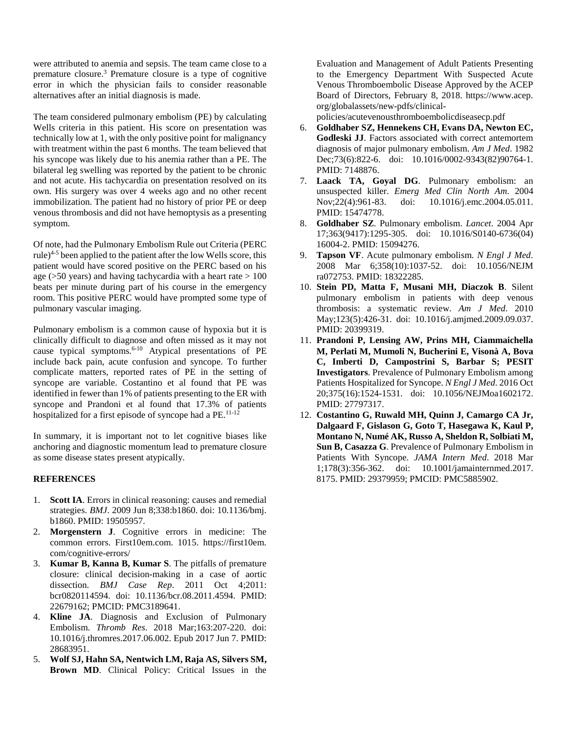were attributed to anemia and sepsis. The team came close to a premature closure.[3] Premature closure is a type of cognitive error in which the physician fails to consider reasonable alternatives after an initial diagnosis is made.

The team considered pulmonary embolism (PE) by calculating Wells criteria in this patient. His score on presentation was technically low at 1, with the only positive point for malignancy with treatment within the past 6 months. The team believed that his syncope was likely due to his anemia rather than a PE. The bilateral leg swelling was reported by the patient to be chronic and not acute. His tachycardia on presentation resolved on its own. His surgery was over 4 weeks ago and no other recent immobilization. The patient had no history of prior PE or deep venous thrombosis and did not have hemoptysis as a presenting symptom.

Of note, had the Pulmonary Embolism Rule out Criteria (PERC rule)[4-5] been applied to the patient after the low Wells score, this patient would have scored positive on the PERC based on his age (>50 years) and having tachycardia with a heart rate > 100 beats per minute during part of his course in the emergency room. This positive PERC would have prompted some type of pulmonary vascular imaging.

Pulmonary embolism is a common cause of hypoxia but it is clinically difficult to diagnose and often missed as it may not cause typical symptoms.[6-10] Atypical presentations of PE include back pain, acute confusion and syncope. To further complicate matters, reported rates of PE in the setting of syncope are variable. Costantino et al found that PE was identified in fewer than 1% of patients presenting to the ER with syncope and Prandoni et al found that 17.3% of patients hospitalized for a first episode of syncope had a PE.[11-12]

In summary, it is important not to let cognitive biases like anchoring and diagnostic momentum lead to premature closure as some disease states present atypically.

**REFERENCES**

1. **Scott IA**. Errors in clinical reasoning: causes and remedial strategies. *BMJ*. 2009 Jun 8;338:b1860. doi: 10.1136/bmj.b1860. PMID: 19505957.
2. **Morgenstern J**. Cognitive errors in medicine: The common errors. First10em.com. 1015. https://first10em.com/cognitive-errors/
3. **Kumar B, Kanna B, Kumar S**. The pitfalls of premature closure: clinical decision-making in a case of aortic dissection. *BMJ Case Rep*. 2011 Oct 4;2011: bcr0820114594. doi: 10.1136/bcr.08.2011.4594. PMID: 22679162; PMCID: PMC3189641.
4. **Kline JA**. Diagnosis and Exclusion of Pulmonary Embolism. *Thromb Res*. 2018 Mar;163:207-220. doi: 10.1016/j.thromres.2017.06.002. Epub 2017 Jun 7. PMID: 28683951.
5. **Wolf SJ, Hahn SA, Nentwich LM, Raja AS, Silvers SM, Brown MD**. Clinical Policy: Critical Issues in the Evaluation and Management of Adult Patients Presenting to the Emergency Department With Suspected Acute Venous Thromboembolic Disease Approved by the ACEP Board of Directors, February 8, 2018. https://www.acep.org/globalassets/new-pdfs/clinical-policies/acutevenousthromboembolicdiseasecp.pdf
6. **Goldhaber SZ, Hennekens CH, Evans DA, Newton EC, Godleski JJ**. Factors associated with correct antemortem diagnosis of major pulmonary embolism. *Am J Med*. 1982 Dec;73(6):822-6. doi: 10.1016/0002-9343(82)90764-1. PMID: 7148876.
7. **Laack TA, Goyal DG**. Pulmonary embolism: an unsuspected killer. *Emerg Med Clin North Am*. 2004 Nov;22(4):961-83. doi: 10.1016/j.emc.2004.05.011. PMID: 15474778.
8. **Goldhaber SZ**. Pulmonary embolism. *Lancet*. 2004 Apr 17;363(9417):1295-305. doi: 10.1016/S0140-6736(04)16004-2. PMID: 15094276.
9. **Tapson VF**. Acute pulmonary embolism. *N Engl J Med*. 2008 Mar 6;358(10):1037-52. doi: 10.1056/NEJMra072753. PMID: 18322285.
10. **Stein PD, Matta F, Musani MH, Diaczok B**. Silent pulmonary embolism in patients with deep venous thrombosis: a systematic review. *Am J Med*. 2010 May;123(5):426-31. doi: 10.1016/j.amjmed.2009.09.037. PMID: 20399319.
11. **Prandoni P, Lensing AW, Prins MH, Ciammaichella M, Perlati M, Mumoli N, Bucherini E, Visonà A, Bova C, Imberti D, Campostrini S, Barbar S; PESIT Investigators**. Prevalence of Pulmonary Embolism among Patients Hospitalized for Syncope. *N Engl J Med*. 2016 Oct 20;375(16):1524-1531. doi: 10.1056/NEJMoa1602172. PMID: 27797317.
12. **Costantino G, Ruwald MH, Quinn J, Camargo CA Jr, Dalgaard F, Gislason G, Goto T, Hasegawa K, Kaul P, Montano N, Numé AK, Russo A, Sheldon R, Solbiati M, Sun B, Casazza G**. Prevalence of Pulmonary Embolism in Patients With Syncope. *JAMA Intern Med*. 2018 Mar 1;178(3):356-362. doi: 10.1001/jamainternmed.2017.8175. PMID: 29379959; PMCID: PMC5885902.